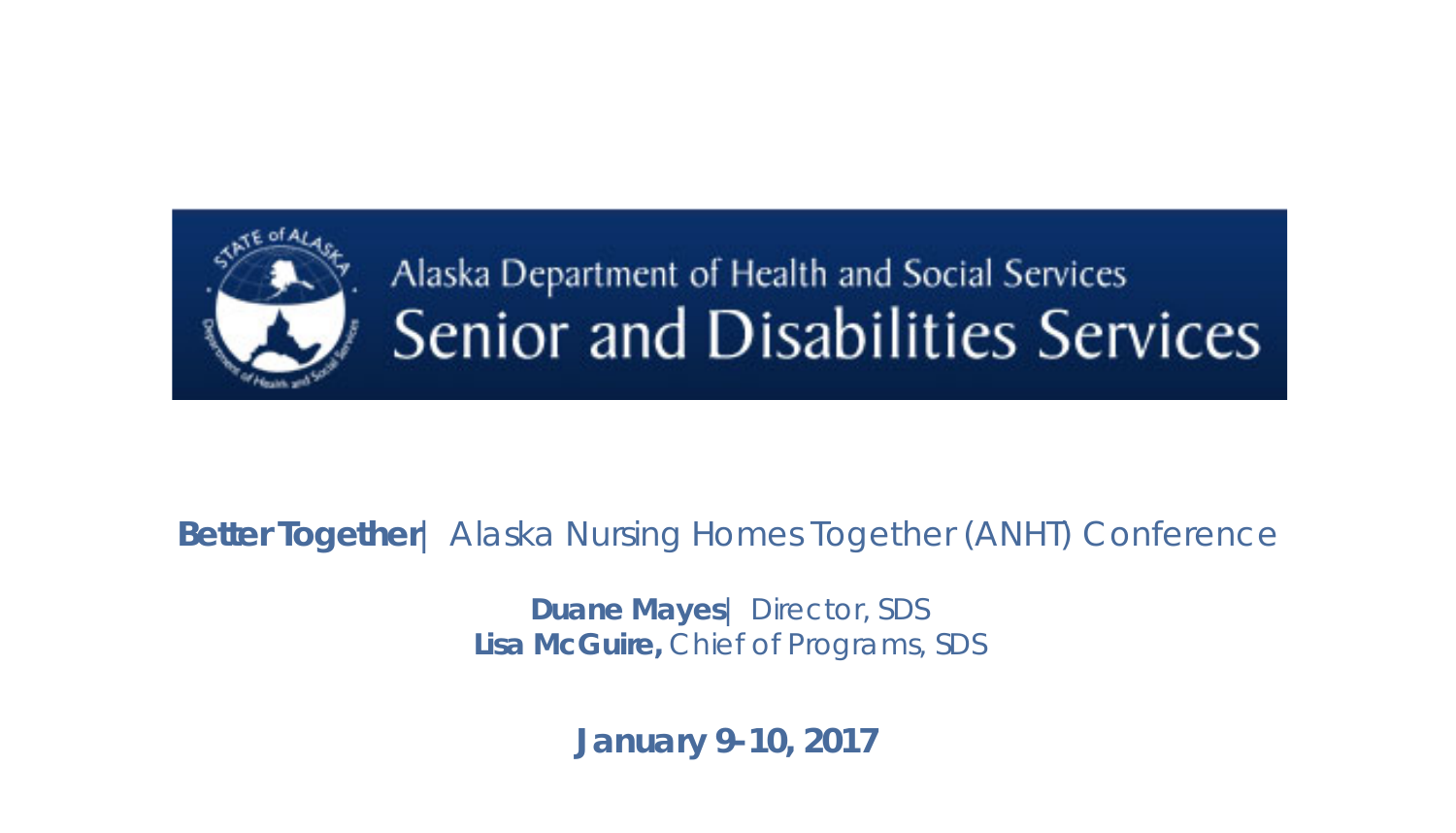Alaska Department of Health and Social Services

# Senior and Disabilities Services

**Better Together** | Alaska Nursing Homes Together (ANHT) Conference

**Duane Mayes** | Director, SDS
**Lisa McGuire,** Chief of Programs, SDS

**January 9-10, 2017**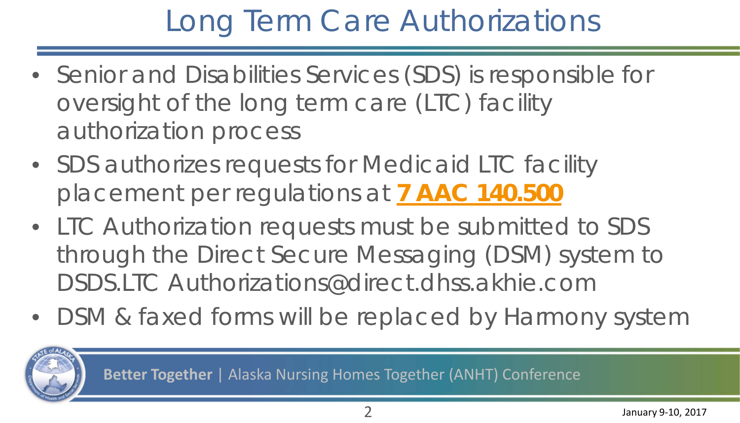# Long Term Care Authorizations

- Senior and Disabilities Services (SDS) is responsible for oversight of the long term care (LTC) facility authorization process
- SDS authorizes requests for Medicaid LTC facility placement per regulations at **7 AAC 140.500**
- LTC Authorization requests must be submitted to SDS through the Direct Secure Messaging (DSM) system to DSDS.LTC Authorizations@direct.dhss.akhie.com
- DSM & faxed forms will be replaced by Harmony system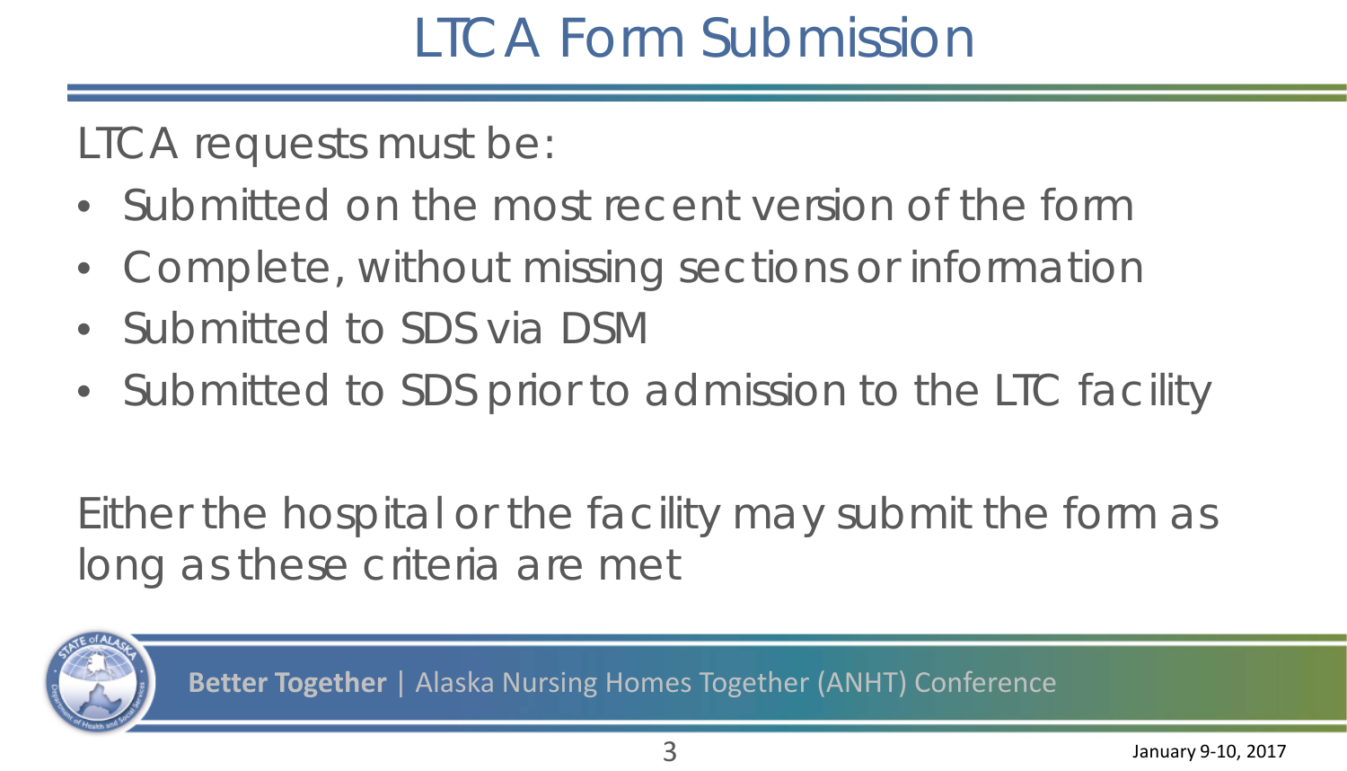# LTCA Form Submission

LTCA requests must be:

- Submitted on the most recent version of the form
- Complete, without missing sections or information
- Submitted to SDS via DSM
- Submitted to SDS prior to admission to the LTC facility

Either the hospital or the facility may submit the form as long as these criteria are met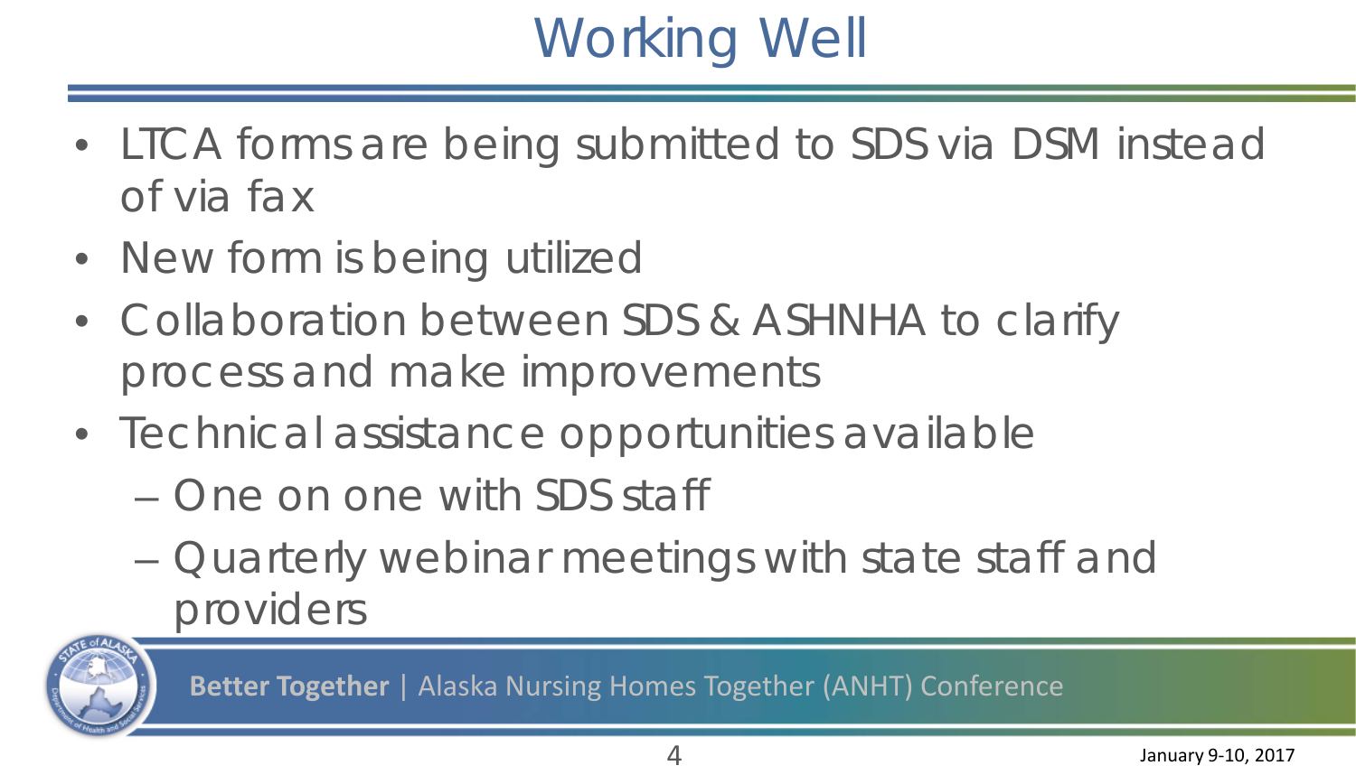# Working Well

- LTCA forms are being submitted to SDS via DSM instead of via fax
- New form is being utilized
- Collaboration between SDS & ASHNHA to clarify process and make improvements
- Technical assistance opportunities available
  - One on one with SDS staff
  - Quarterly webinar meetings with state staff and providers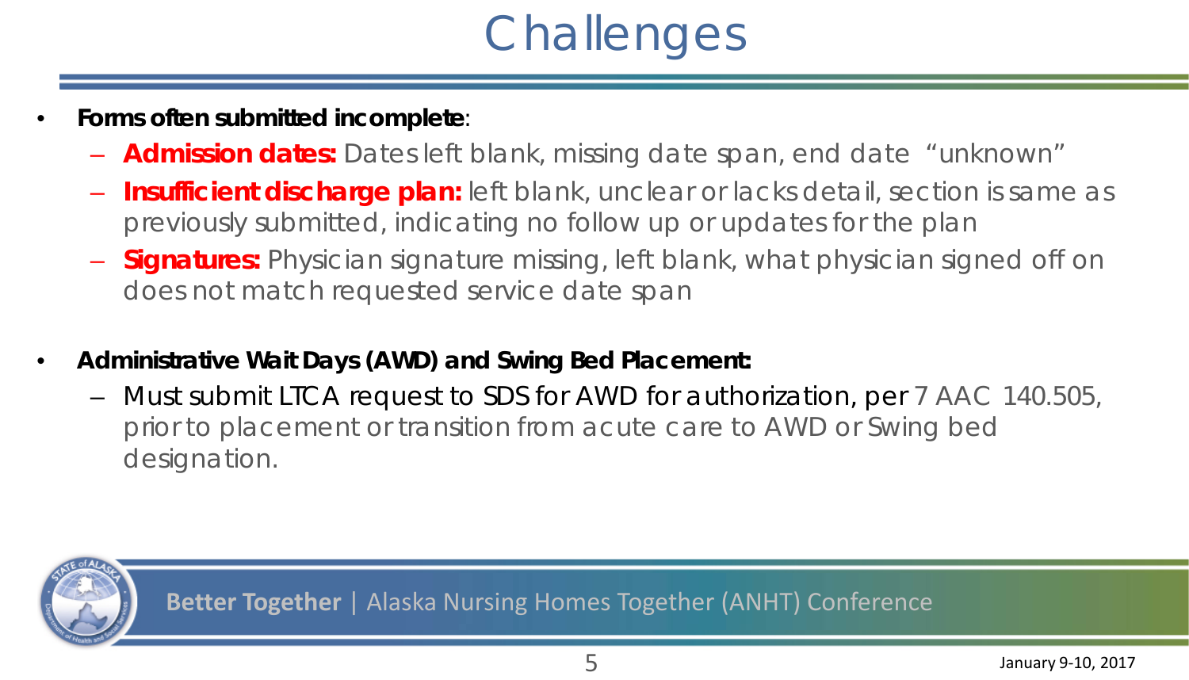# Challenges

- **Forms often submitted incomplete**:
  - **Admission dates:** Dates left blank, missing date span, end date "unknown"
  - **Insufficient discharge plan:** left blank, unclear or lacks detail, section is same as previously submitted, indicating no follow up or updates for the plan
  - **Signatures:** Physician signature missing, left blank, what physician signed off on does not match requested service date span

- **Administrative Wait Days (AWD) and Swing Bed Placement:**
  - Must submit LTCA request to SDS for AWD for authorization, per 7 AAC 140.505, prior to placement or transition from acute care to AWD or Swing bed designation.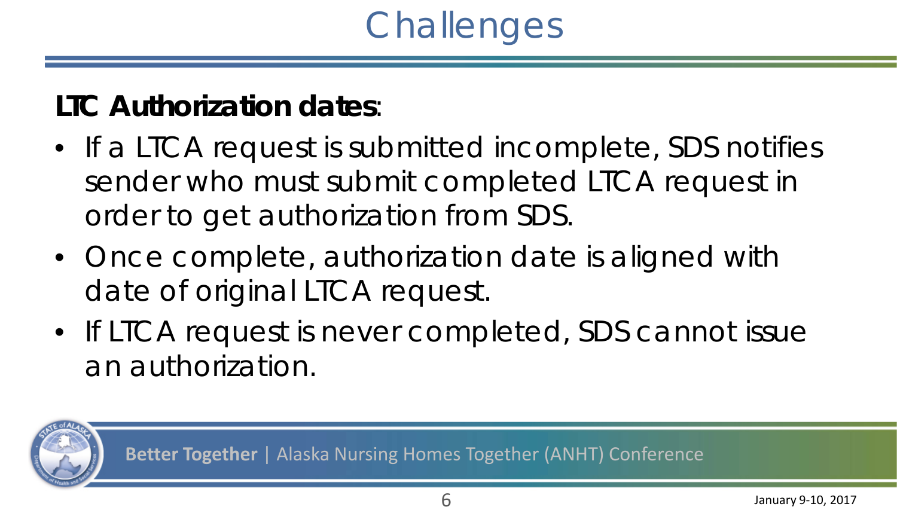# Challenges

**LTC Authorization dates**:

- If a LTCA request is submitted incomplete, SDS notifies sender who must submit completed LTCA request in order to get authorization from SDS.
- Once complete, authorization date is aligned with date of original LTCA request.
- If LTCA request is never completed, SDS cannot issue an authorization.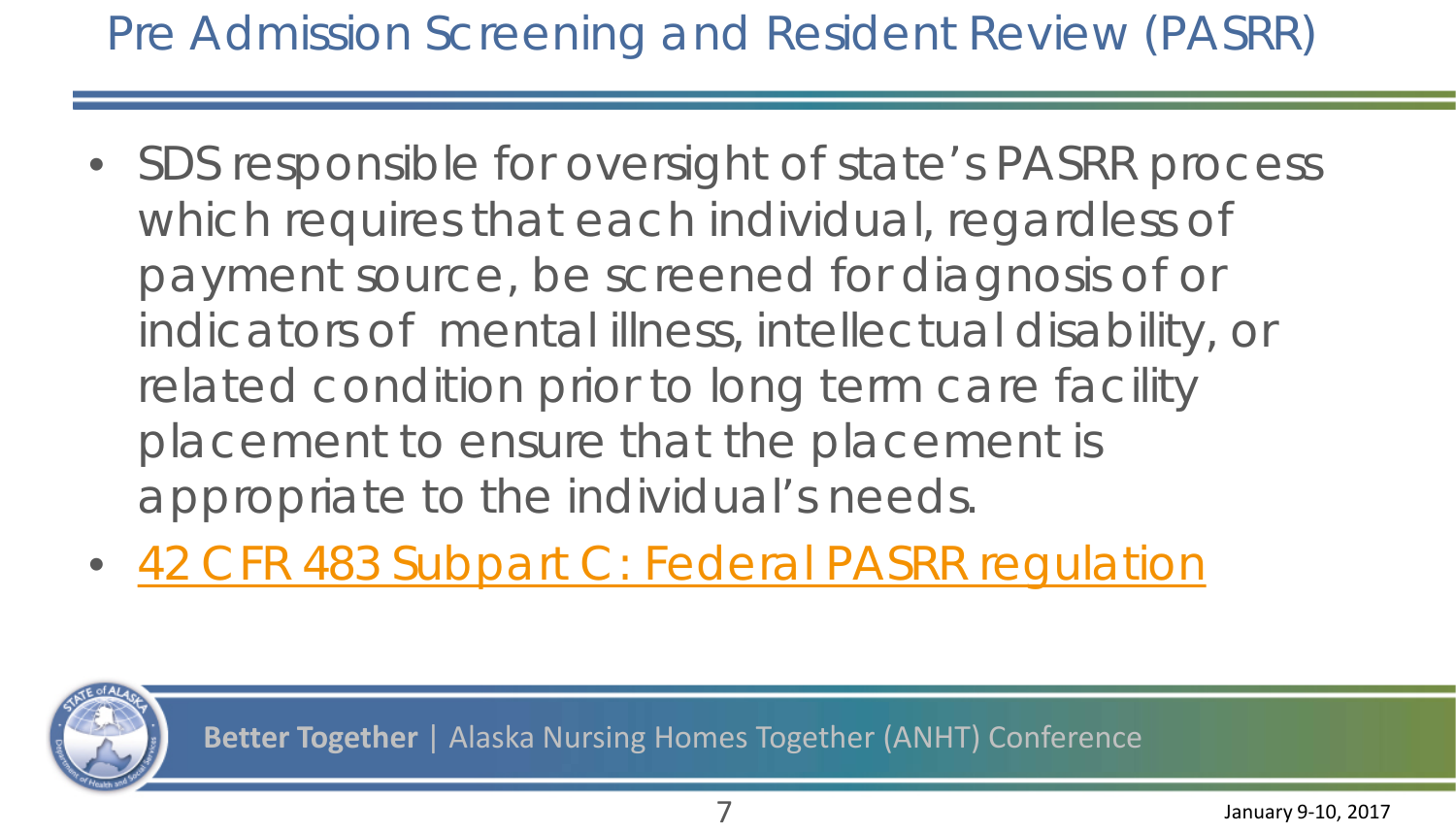# Pre Admission Screening and Resident Review (PASRR)

- SDS responsible for oversight of state's PASRR process which requires that each individual, regardless of payment source, be screened for diagnosis of or indicators of mental illness, intellectual disability, or related condition prior to long term care facility placement to ensure that the placement is appropriate to the individual's needs.
- 42 CFR 483 Subpart C: Federal PASRR regulation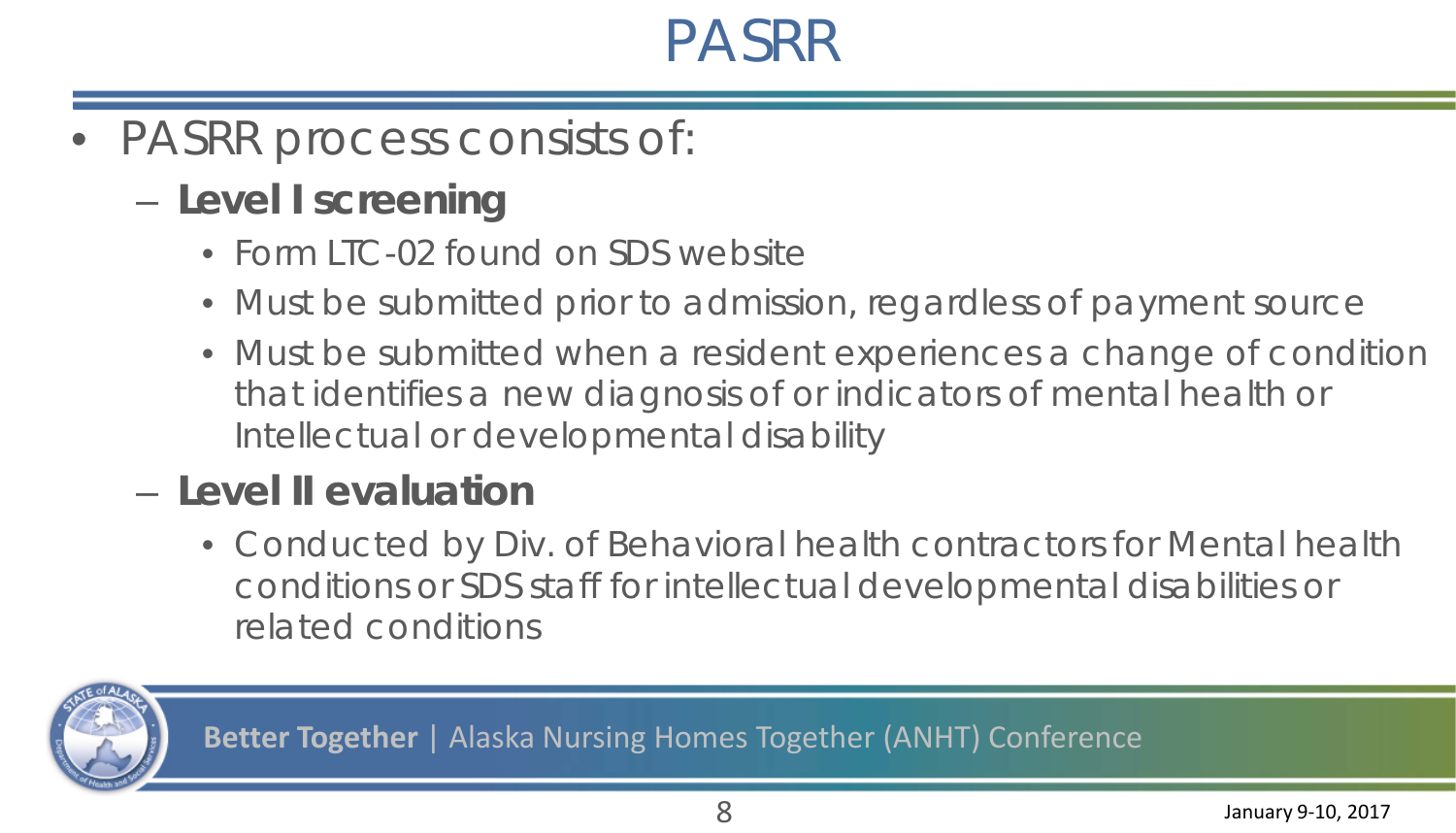# PASRR

- PASRR process consists of:
  - **Level I screening**
    - Form LTC-02 found on SDS website
    - Must be submitted prior to admission, regardless of payment source
    - Must be submitted when a resident experiences a change of condition that identifies a new diagnosis of or indicators of mental health or Intellectual or developmental disability
  - **Level II evaluation**
    - Conducted by Div. of Behavioral health contractors for Mental health conditions or SDS staff for intellectual developmental disabilities or related conditions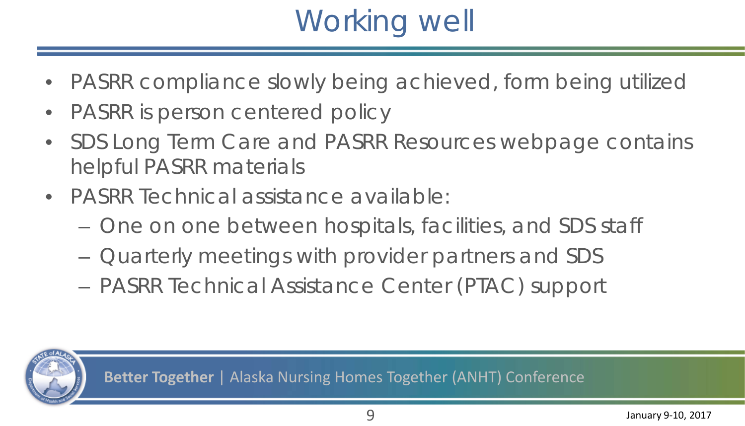# Working well

- PASRR compliance slowly being achieved, form being utilized
- PASRR is person centered policy
- SDS Long Term Care and PASRR Resources webpage contains helpful PASRR materials
- PASRR Technical assistance available:
  - One on one between hospitals, facilities, and SDS staff
  - Quarterly meetings with provider partners and SDS
  - PASRR Technical Assistance Center (PTAC) support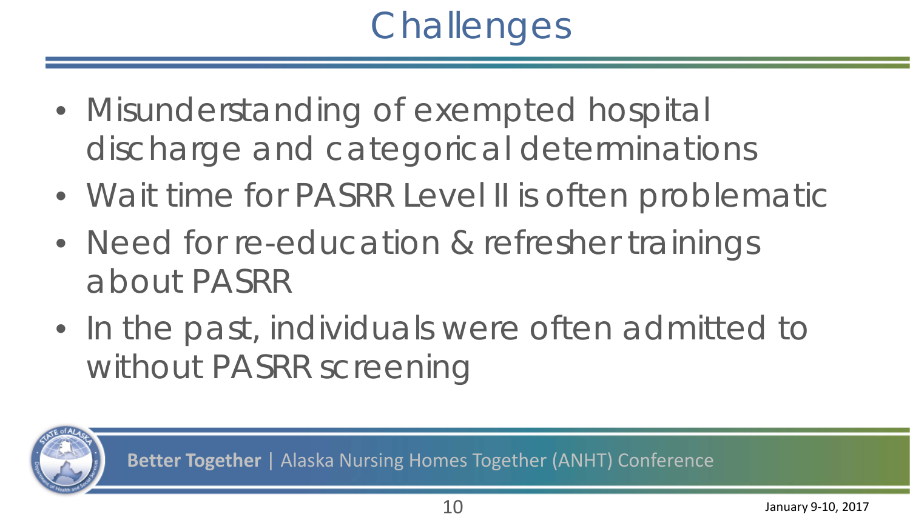# Challenges

- Misunderstanding of exempted hospital discharge and categorical determinations
- Wait time for PASRR Level II is often problematic
- Need for re-education & refresher trainings about PASRR
- In the past, individuals were often admitted to without PASRR screening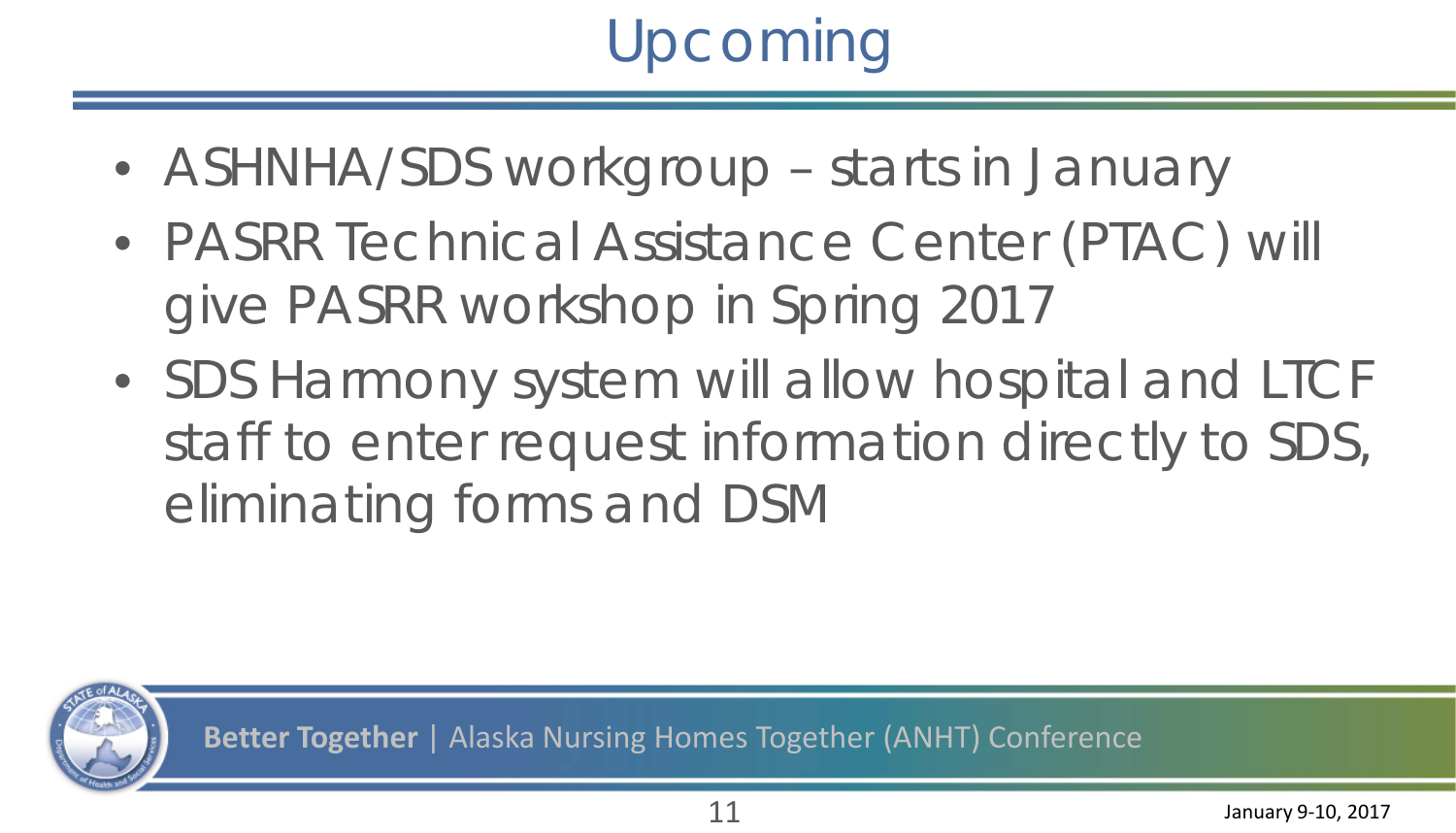# Upcoming

- ASHNHA/SDS workgroup – starts in January
- PASRR Technical Assistance Center (PTAC) will give PASRR workshop in Spring 2017
- SDS Harmony system will allow hospital and LTCF staff to enter request information directly to SDS, eliminating forms and DSM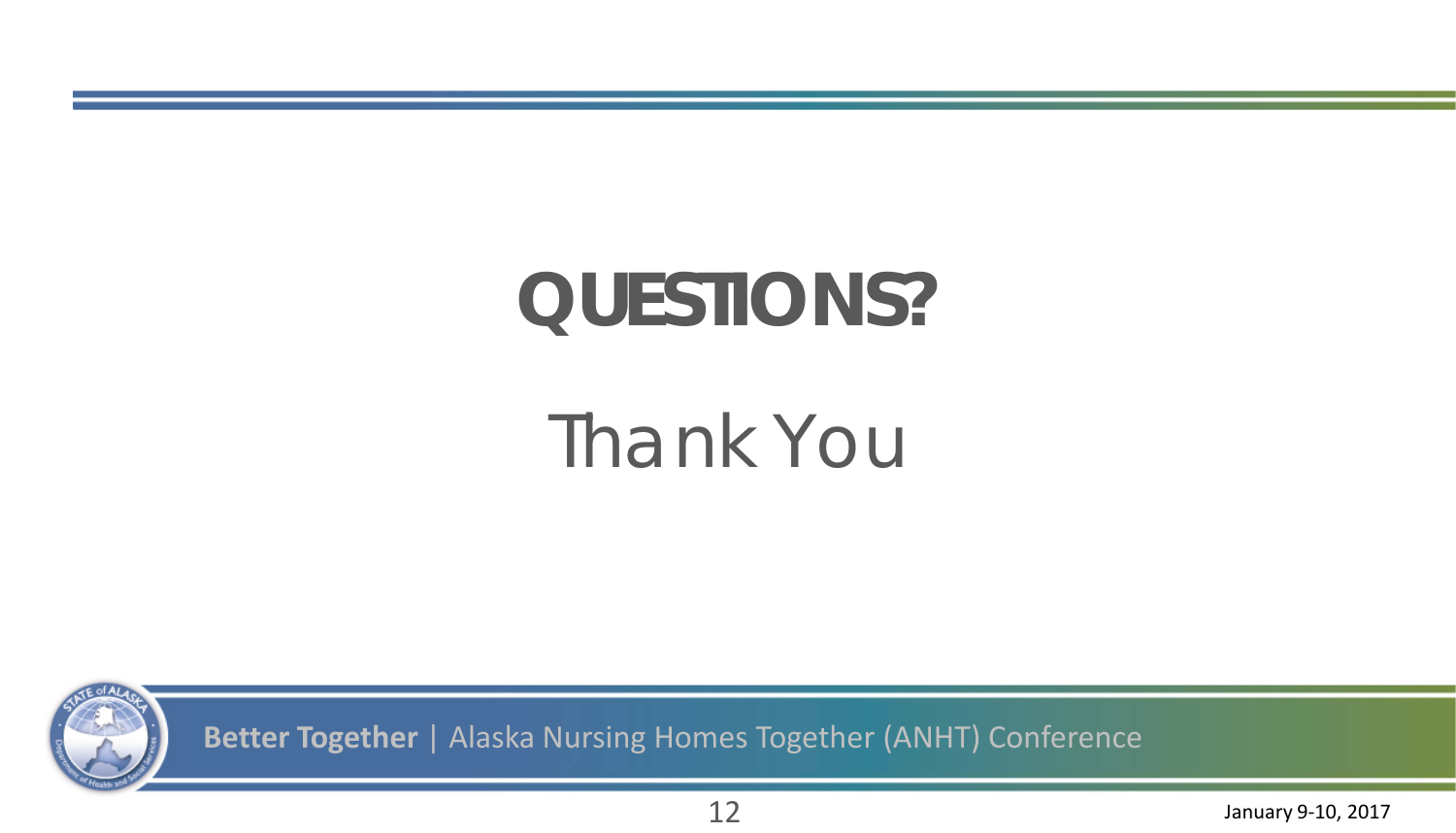# QUESTIONS?

## Thank You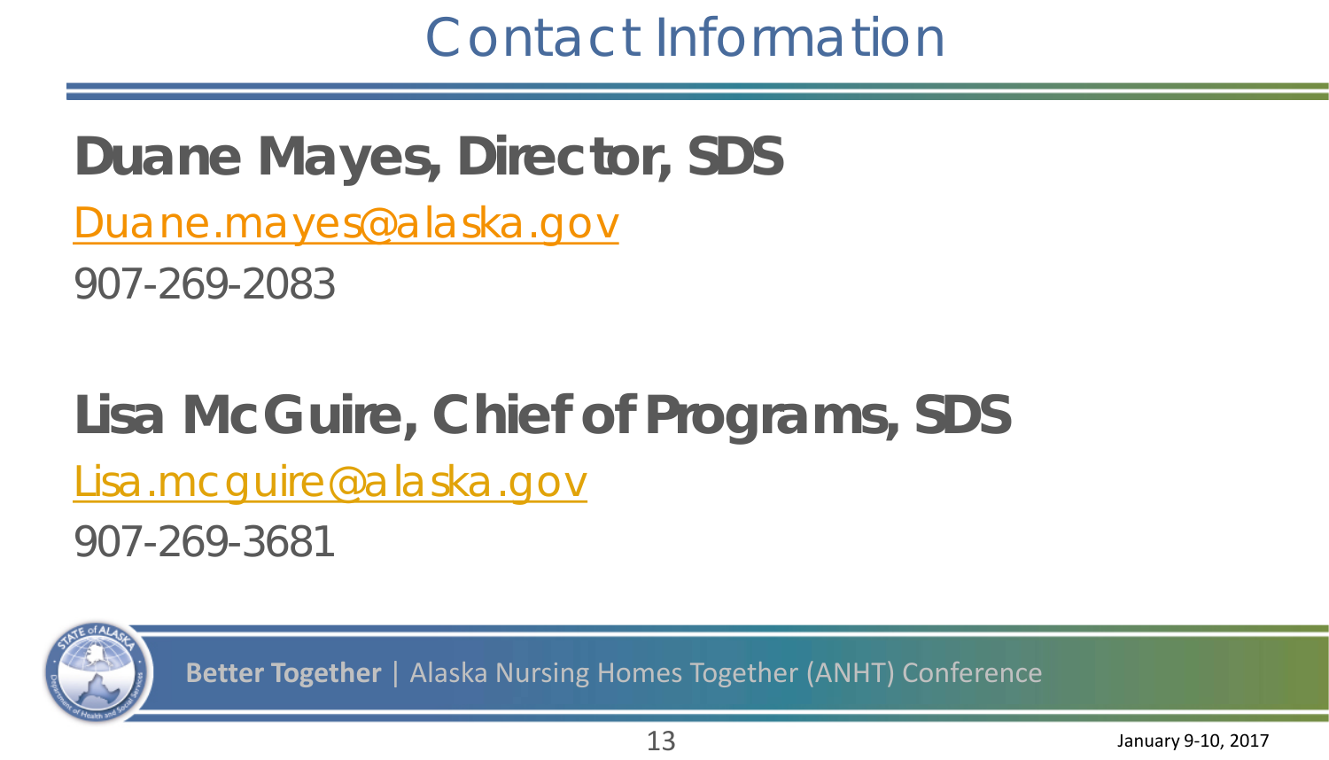# Contact Information

## Duane Mayes, Director, SDS

Duane.mayes@alaska.gov

907-269-2083

## Lisa McGuire, Chief of Programs, SDS

Lisa.mcguire@alaska.gov

907-269-3681